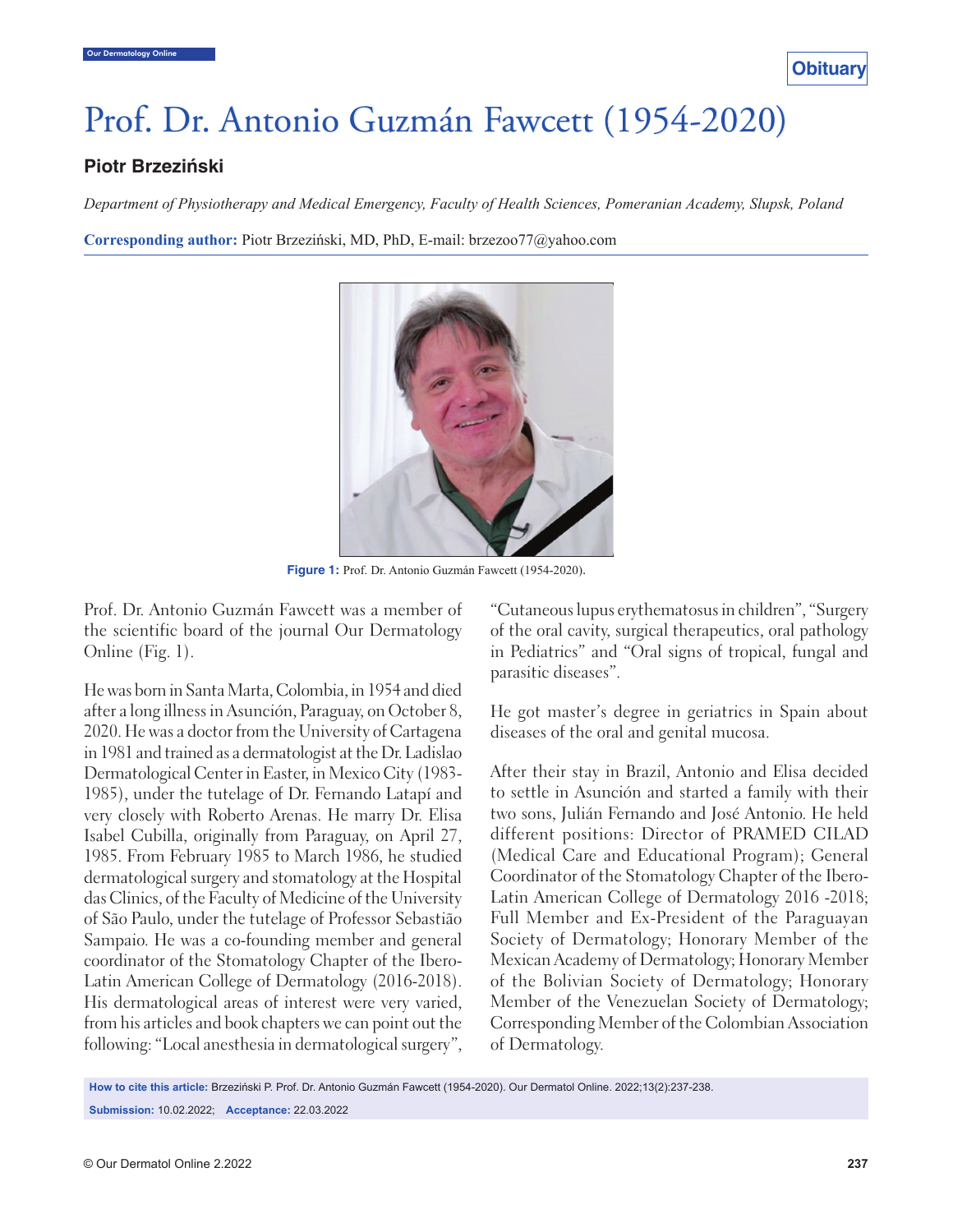Obituary

# Prof. Dr. Antonio Guzmán Fawcett (1954-2020)

**Piotr Brzeziński**

*Department of Physiotherapy and Medical Emergency, Faculty of Health Sciences, Pomeranian Academy, Slupsk, Poland*

**Corresponding author:** Piotr Brzeziński, MD, PhD, E-mail: brzezoo77@yahoo.com

**Figure 1:** Prof. Dr. Antonio Guzmán Fawcett (1954-2020).

Prof. Dr. Antonio Guzmán Fawcett was a member of the scientific board of the journal Our Dermatology Online (Fig. 1).

He was born in Santa Marta, Colombia, in 1954 and died after a long illness in Asunción, Paraguay, on October 8, 2020. He was a doctor from the University of Cartagena in 1981 and trained as a dermatologist at the Dr. Ladislao Dermatological Center in Easter, in Mexico City (1983-1985), under the tutelage of Dr. Fernando Latapí and very closely with Roberto Arenas. He marry Dr. Elisa Isabel Cubilla, originally from Paraguay, on April 27, 1985. From February 1985 to March 1986, he studied dermatological surgery and stomatology at the Hospital das Clinics, of the Faculty of Medicine of the University of São Paulo, under the tutelage of Professor Sebastião Sampaio. He was a co-founding member and general coordinator of the Stomatology Chapter of the Ibero-Latin American College of Dermatology (2016-2018). His dermatological areas of interest were very varied, from his articles and book chapters we can point out the following: "Local anesthesia in dermatological surgery", "Cutaneous lupus erythematosus in children", "Surgery of the oral cavity, surgical therapeutics, oral pathology in Pediatrics" and "Oral signs of tropical, fungal and parasitic diseases".

He got master's degree in geriatrics in Spain about diseases of the oral and genital mucosa.

After their stay in Brazil, Antonio and Elisa decided to settle in Asunción and started a family with their two sons, Julián Fernando and José Antonio. He held different positions: Director of PRAMED CILAD (Medical Care and Educational Program); General Coordinator of the Stomatology Chapter of the Ibero-Latin American College of Dermatology 2016 -2018; Full Member and Ex-President of the Paraguayan Society of Dermatology; Honorary Member of the Mexican Academy of Dermatology; Honorary Member of the Bolivian Society of Dermatology; Honorary Member of the Venezuelan Society of Dermatology; Corresponding Member of the Colombian Association of Dermatology.

**How to cite this article:** Brzeziński P. Prof. Dr. Antonio Guzmán Fawcett (1954-2020). Our Dermatol Online. 2022;13(2):237-238.

**Submission:** 10.02.2022; **Acceptance:** 22.03.2022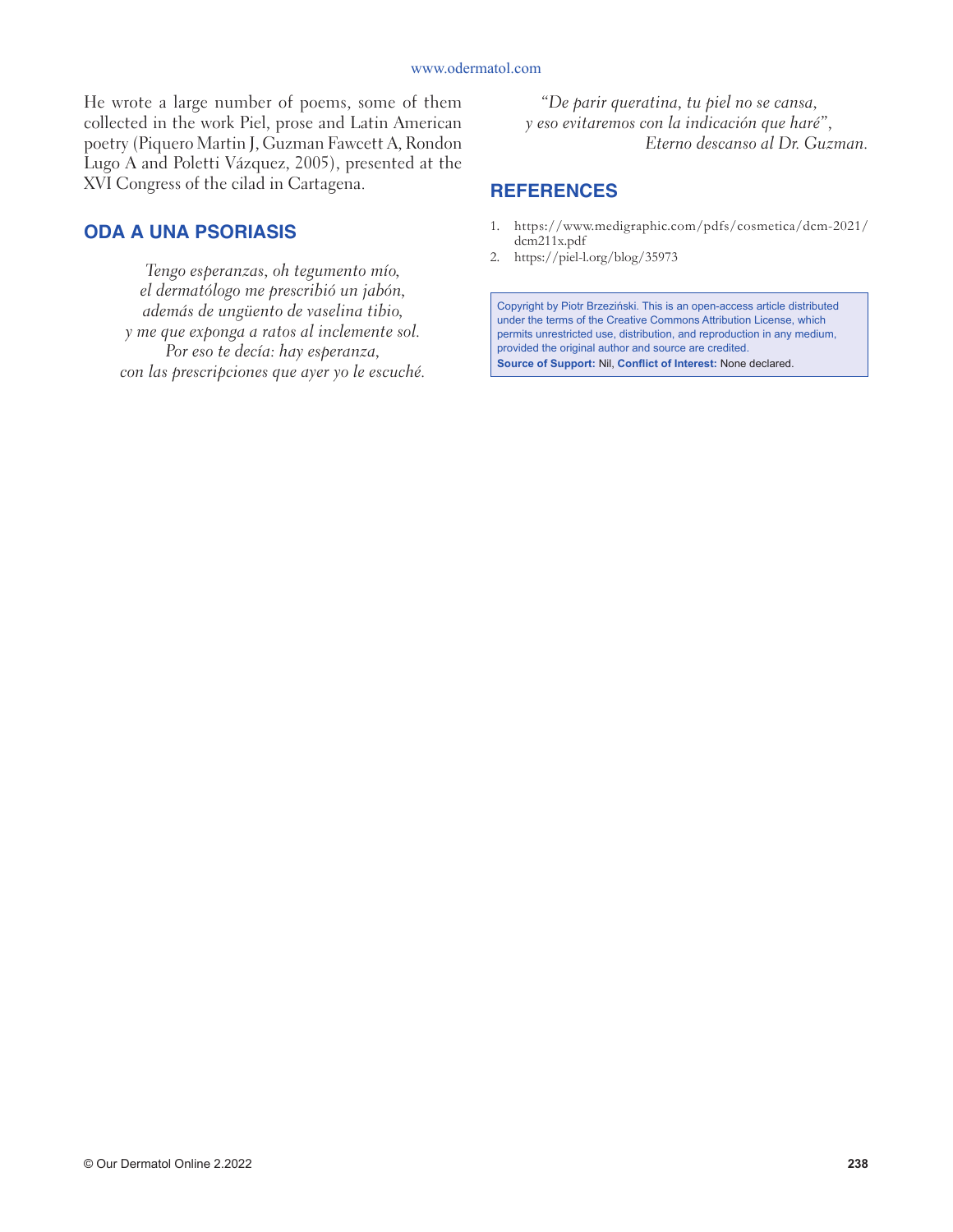He wrote a large number of poems, some of them collected in the work Piel, prose and Latin American poetry (Piquero Martin J, Guzman Fawcett A, Rondon Lugo A and Poletti Vázquez, 2005), presented at the XVI Congress of the cilad in Cartagena.

## ODA A UNA PSORIASIS

*Tengo esperanzas, oh tegumento mío,*
*el dermatólogo me prescribió un jabón,*
*además de ungüento de vaselina tibio,*
*y me que exponga a ratos al inclemente sol.*
*Por eso te decía: hay esperanza,*
*con las prescripciones que ayer yo le escuché.*

*"De parir queratina, tu piel no se cansa,*
*y eso evitaremos con la indicación que haré",*
*Eterno descanso al Dr. Guzman.*

## REFERENCES

1. https://www.medigraphic.com/pdfs/cosmetica/dcm-2021/dcm211x.pdf
2. https://piel-l.org/blog/35973

Copyright by Piotr Brzeziński. This is an open-access article distributed under the terms of the Creative Commons Attribution License, which permits unrestricted use, distribution, and reproduction in any medium, provided the original author and source are credited.

**Source of Support:** Nil, **Conflict of Interest:** None declared.